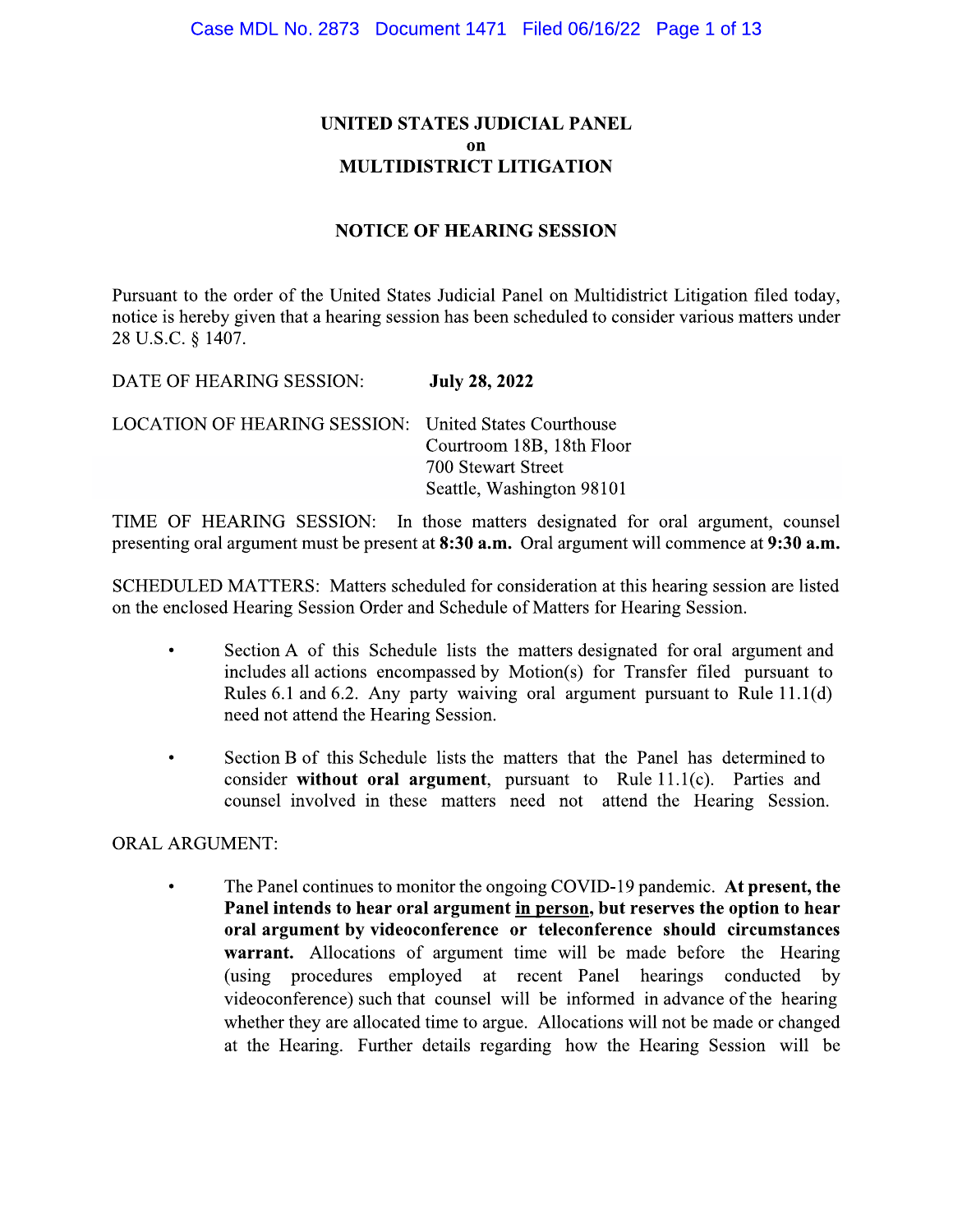# UNITED STATES JUDICIAL PANEL
# on
# MULTIDISTRICT LITIGATION

## NOTICE OF HEARING SESSION

Pursuant to the order of the United States Judicial Panel on Multidistrict Litigation filed today, notice is hereby given that a hearing session has been scheduled to consider various matters under 28 U.S.C. § 1407.

DATE OF HEARING SESSION: **July 28, 2022**

LOCATION OF HEARING SESSION: United States Courthouse
Courtroom 18B, 18th Floor
700 Stewart Street
Seattle, Washington 98101

TIME OF HEARING SESSION: In those matters designated for oral argument, counsel presenting oral argument must be present at **8:30 a.m.** Oral argument will commence at **9:30 a.m.**

SCHEDULED MATTERS: Matters scheduled for consideration at this hearing session are listed on the enclosed Hearing Session Order and Schedule of Matters for Hearing Session.

- Section A of this Schedule lists the matters designated for oral argument and includes all actions encompassed by Motion(s) for Transfer filed pursuant to Rules 6.1 and 6.2. Any party waiving oral argument pursuant to Rule 11.1(d) need not attend the Hearing Session.

- Section B of this Schedule lists the matters that the Panel has determined to consider **without oral argument**, pursuant to Rule 11.1(c). Parties and counsel involved in these matters need not attend the Hearing Session.

ORAL ARGUMENT:

- The Panel continues to monitor the ongoing COVID-19 pandemic. **At present, the Panel intends to hear oral argument in person, but reserves the option to hear oral argument by videoconference or teleconference should circumstances warrant.** Allocations of argument time will be made before the Hearing (using procedures employed at recent Panel hearings conducted by videoconference) such that counsel will be informed in advance of the hearing whether they are allocated time to argue. Allocations will not be made or changed at the Hearing. Further details regarding how the Hearing Session will be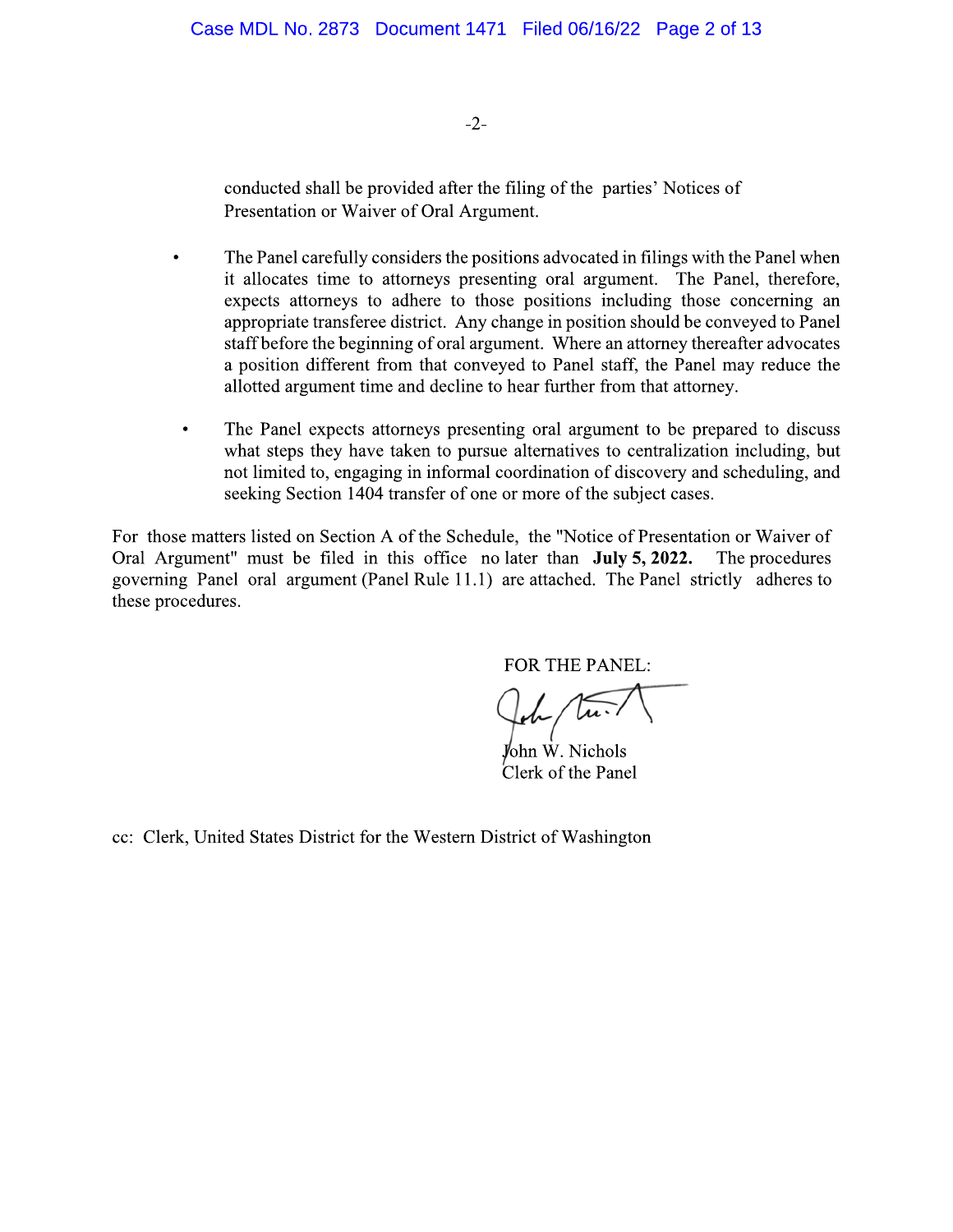conducted shall be provided after the filing of the parties' Notices of Presentation or Waiver of Oral Argument.

- The Panel carefully considers the positions advocated in filings with the Panel when it allocates time to attorneys presenting oral argument. The Panel, therefore, expects attorneys to adhere to those positions including those concerning an appropriate transferee district. Any change in position should be conveyed to Panel staff before the beginning of oral argument. Where an attorney thereafter advocates a position different from that conveyed to Panel staff, the Panel may reduce the allotted argument time and decline to hear further from that attorney.

- The Panel expects attorneys presenting oral argument to be prepared to discuss what steps they have taken to pursue alternatives to centralization including, but not limited to, engaging in informal coordination of discovery and scheduling, and seeking Section 1404 transfer of one or more of the subject cases.

For those matters listed on Section A of the Schedule, the "Notice of Presentation or Waiver of Oral Argument" must be filed in this office no later than **July 5, 2022.** The procedures governing Panel oral argument (Panel Rule 11.1) are attached. The Panel strictly adheres to these procedures.

FOR THE PANEL:

John W. Nichols
Clerk of the Panel

cc: Clerk, United States District for the Western District of Washington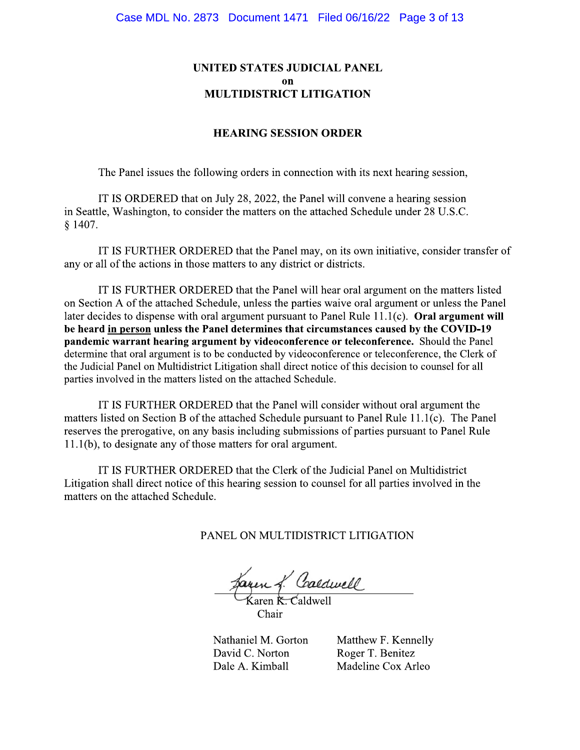# UNITED STATES JUDICIAL PANEL
# on
# MULTIDISTRICT LITIGATION

## HEARING SESSION ORDER

The Panel issues the following orders in connection with its next hearing session,

IT IS ORDERED that on July 28, 2022, the Panel will convene a hearing session in Seattle, Washington, to consider the matters on the attached Schedule under 28 U.S.C. § 1407.

IT IS FURTHER ORDERED that the Panel may, on its own initiative, consider transfer of any or all of the actions in those matters to any district or districts.

IT IS FURTHER ORDERED that the Panel will hear oral argument on the matters listed on Section A of the attached Schedule, unless the parties waive oral argument or unless the Panel later decides to dispense with oral argument pursuant to Panel Rule 11.1(c). **Oral argument will be heard <u>in person</u> unless the Panel determines that circumstances caused by the COVID-19 pandemic warrant hearing argument by videoconference or teleconference.** Should the Panel determine that oral argument is to be conducted by videoconference or teleconference, the Clerk of the Judicial Panel on Multidistrict Litigation shall direct notice of this decision to counsel for all parties involved in the matters listed on the attached Schedule.

IT IS FURTHER ORDERED that the Panel will consider without oral argument the matters listed on Section B of the attached Schedule pursuant to Panel Rule 11.1(c). The Panel reserves the prerogative, on any basis including submissions of parties pursuant to Panel Rule 11.1(b), to designate any of those matters for oral argument.

IT IS FURTHER ORDERED that the Clerk of the Judicial Panel on Multidistrict Litigation shall direct notice of this hearing session to counsel for all parties involved in the matters on the attached Schedule.

PANEL ON MULTIDISTRICT LITIGATION

Karen K. Caldwell
Chair

Nathaniel M. Gorton
David C. Norton
Dale A. Kimball
Matthew F. Kennelly
Roger T. Benitez
Madeline Cox Arleo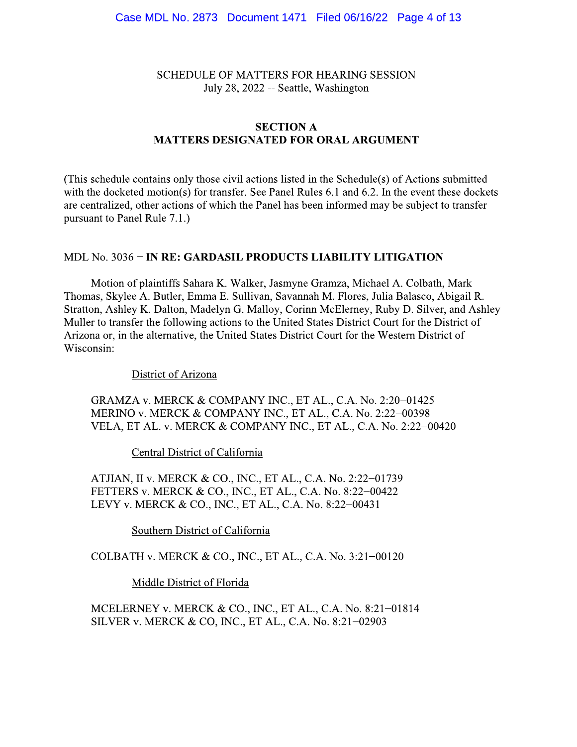SCHEDULE OF MATTERS FOR HEARING SESSION
July 28, 2022 -- Seattle, Washington

## SECTION A
## MATTERS DESIGNATED FOR ORAL ARGUMENT

(This schedule contains only those civil actions listed in the Schedule(s) of Actions submitted with the docketed motion(s) for transfer. See Panel Rules 6.1 and 6.2. In the event these dockets are centralized, other actions of which the Panel has been informed may be subject to transfer pursuant to Panel Rule 7.1.)

MDL No. 3036 − **IN RE: GARDASIL PRODUCTS LIABILITY LITIGATION**

Motion of plaintiffs Sahara K. Walker, Jasmyne Gramza, Michael A. Colbath, Mark Thomas, Skylee A. Butler, Emma E. Sullivan, Savannah M. Flores, Julia Balasco, Abigail R. Stratton, Ashley K. Dalton, Madelyn G. Malloy, Corinn McElerney, Ruby D. Silver, and Ashley Muller to transfer the following actions to the United States District Court for the District of Arizona or, in the alternative, the United States District Court for the Western District of Wisconsin:

District of Arizona

GRAMZA v. MERCK & COMPANY INC., ET AL., C.A. No. 2:20−01425
MERINO v. MERCK & COMPANY INC., ET AL., C.A. No. 2:22−00398
VELA, ET AL. v. MERCK & COMPANY INC., ET AL., C.A. No. 2:22−00420

Central District of California

ATJIAN, II v. MERCK & CO., INC., ET AL., C.A. No. 2:22−01739
FETTERS v. MERCK & CO., INC., ET AL., C.A. No. 8:22−00422
LEVY v. MERCK & CO., INC., ET AL., C.A. No. 8:22−00431

Southern District of California

COLBATH v. MERCK & CO., INC., ET AL., C.A. No. 3:21−00120

Middle District of Florida

MCELERNEY v. MERCK & CO., INC., ET AL., C.A. No. 8:21−01814
SILVER v. MERCK & CO, INC., ET AL., C.A. No. 8:21−02903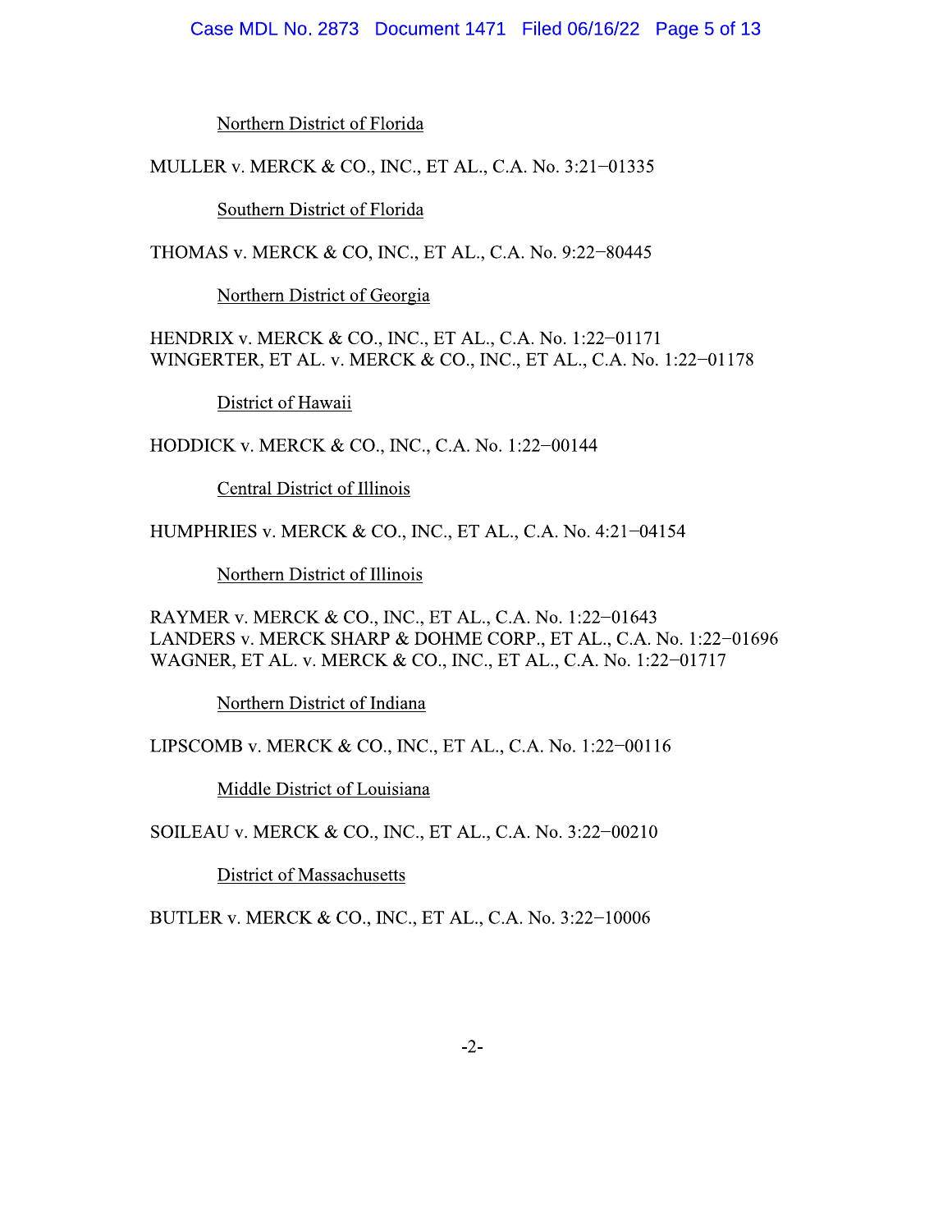<u>Northern District of Florida</u>

MULLER v. MERCK & CO., INC., ET AL., C.A. No. 3:21−01335

<u>Southern District of Florida</u>

THOMAS v. MERCK & CO, INC., ET AL., C.A. No. 9:22−80445

<u>Northern District of Georgia</u>

HENDRIX v. MERCK & CO., INC., ET AL., C.A. No. 1:22−01171
WINGERTER, ET AL. v. MERCK & CO., INC., ET AL., C.A. No. 1:22−01178

<u>District of Hawaii</u>

HODDICK v. MERCK & CO., INC., C.A. No. 1:22−00144

<u>Central District of Illinois</u>

HUMPHRIES v. MERCK & CO., INC., ET AL., C.A. No. 4:21−04154

<u>Northern District of Illinois</u>

RAYMER v. MERCK & CO., INC., ET AL., C.A. No. 1:22−01643
LANDERS v. MERCK SHARP & DOHME CORP., ET AL., C.A. No. 1:22−01696
WAGNER, ET AL. v. MERCK & CO., INC., ET AL., C.A. No. 1:22−01717

<u>Northern District of Indiana</u>

LIPSCOMB v. MERCK & CO., INC., ET AL., C.A. No. 1:22−00116

<u>Middle District of Louisiana</u>

SOILEAU v. MERCK & CO., INC., ET AL., C.A. No. 3:22−00210

<u>District of Massachusetts</u>

BUTLER v. MERCK & CO., INC., ET AL., C.A. No. 3:22−10006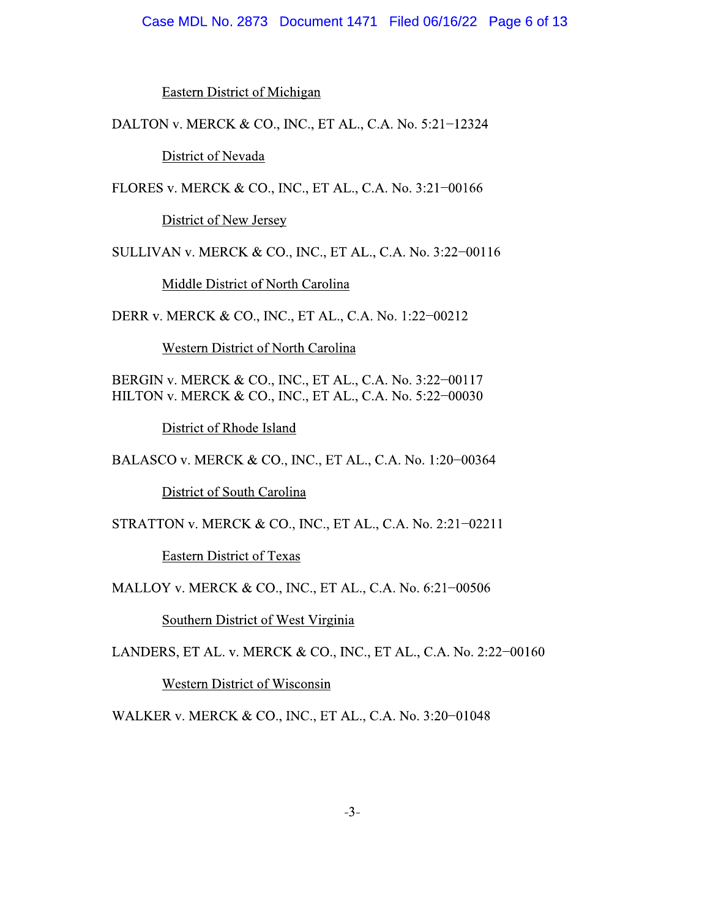<u>Eastern District of Michigan</u>

DALTON v. MERCK & CO., INC., ET AL., C.A. No. 5:21−12324

<u>District of Nevada</u>

FLORES v. MERCK & CO., INC., ET AL., C.A. No. 3:21−00166

<u>District of New Jersey</u>

SULLIVAN v. MERCK & CO., INC., ET AL., C.A. No. 3:22−00116

<u>Middle District of North Carolina</u>

DERR v. MERCK & CO., INC., ET AL., C.A. No. 1:22−00212

<u>Western District of North Carolina</u>

BERGIN v. MERCK & CO., INC., ET AL., C.A. No. 3:22−00117
HILTON v. MERCK & CO., INC., ET AL., C.A. No. 5:22−00030

<u>District of Rhode Island</u>

BALASCO v. MERCK & CO., INC., ET AL., C.A. No. 1:20−00364

<u>District of South Carolina</u>

STRATTON v. MERCK & CO., INC., ET AL., C.A. No. 2:21−02211

<u>Eastern District of Texas</u>

MALLOY v. MERCK & CO., INC., ET AL., C.A. No. 6:21−00506

<u>Southern District of West Virginia</u>

LANDERS, ET AL. v. MERCK & CO., INC., ET AL., C.A. No. 2:22−00160

<u>Western District of Wisconsin</u>

WALKER v. MERCK & CO., INC., ET AL., C.A. No. 3:20−01048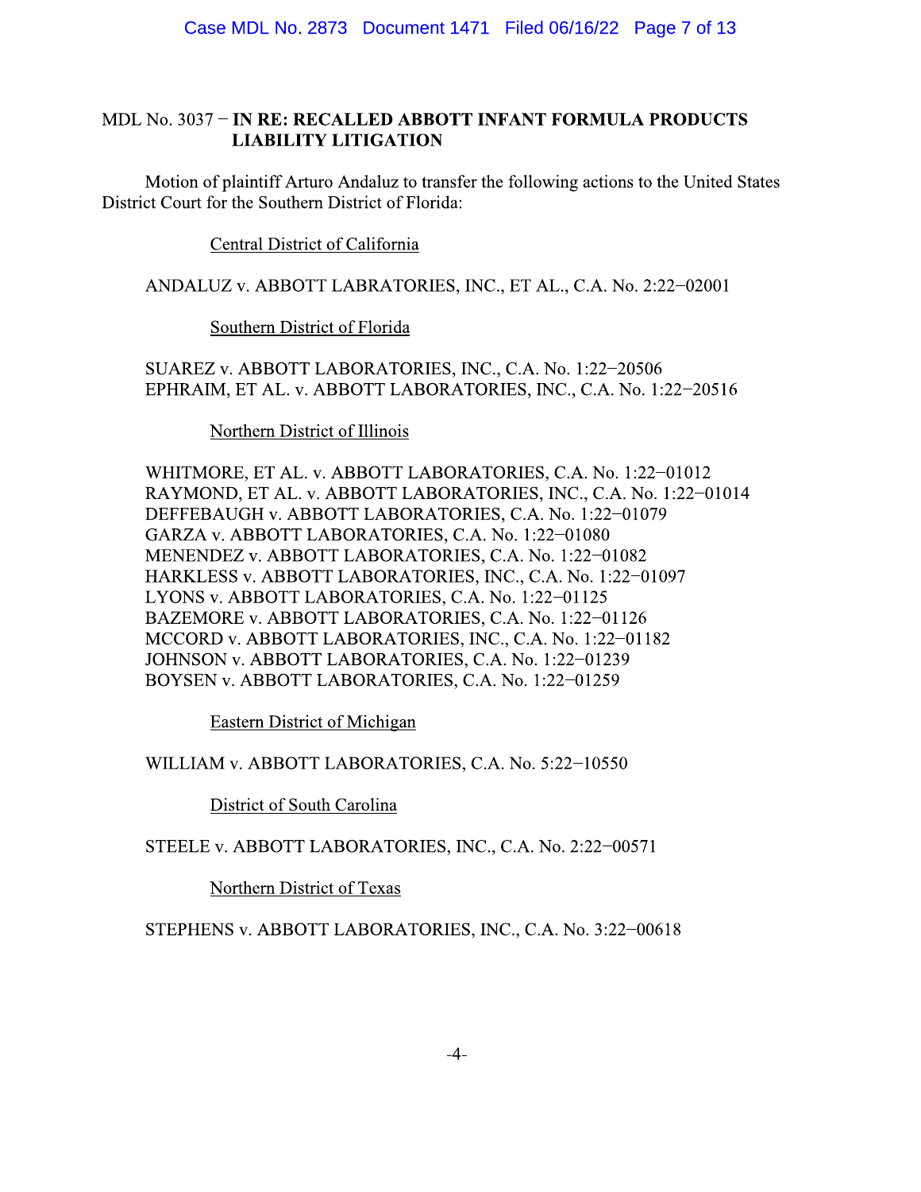MDL No. 3037 − **IN RE: RECALLED ABBOTT INFANT FORMULA PRODUCTS LIABILITY LITIGATION**

Motion of plaintiff Arturo Andaluz to transfer the following actions to the United States District Court for the Southern District of Florida:

Central District of California

ANDALUZ v. ABBOTT LABRATORIES, INC., ET AL., C.A. No. 2:22−02001

Southern District of Florida

SUAREZ v. ABBOTT LABORATORIES, INC., C.A. No. 1:22−20506
EPHRAIM, ET AL. v. ABBOTT LABORATORIES, INC., C.A. No. 1:22−20516

Northern District of Illinois

WHITMORE, ET AL. v. ABBOTT LABORATORIES, C.A. No. 1:22−01012
RAYMOND, ET AL. v. ABBOTT LABORATORIES, INC., C.A. No. 1:22−01014
DEFFEBAUGH v. ABBOTT LABORATORIES, C.A. No. 1:22−01079
GARZA v. ABBOTT LABORATORIES, C.A. No. 1:22−01080
MENENDEZ v. ABBOTT LABORATORIES, C.A. No. 1:22−01082
HARKLESS v. ABBOTT LABORATORIES, INC., C.A. No. 1:22−01097
LYONS v. ABBOTT LABORATORIES, C.A. No. 1:22−01125
BAZEMORE v. ABBOTT LABORATORIES, C.A. No. 1:22−01126
MCCORD v. ABBOTT LABORATORIES, INC., C.A. No. 1:22−01182
JOHNSON v. ABBOTT LABORATORIES, C.A. No. 1:22−01239
BOYSEN v. ABBOTT LABORATORIES, C.A. No. 1:22−01259

Eastern District of Michigan

WILLIAM v. ABBOTT LABORATORIES, C.A. No. 5:22−10550

District of South Carolina

STEELE v. ABBOTT LABORATORIES, INC., C.A. No. 2:22−00571

Northern District of Texas

STEPHENS v. ABBOTT LABORATORIES, INC., C.A. No. 3:22−00618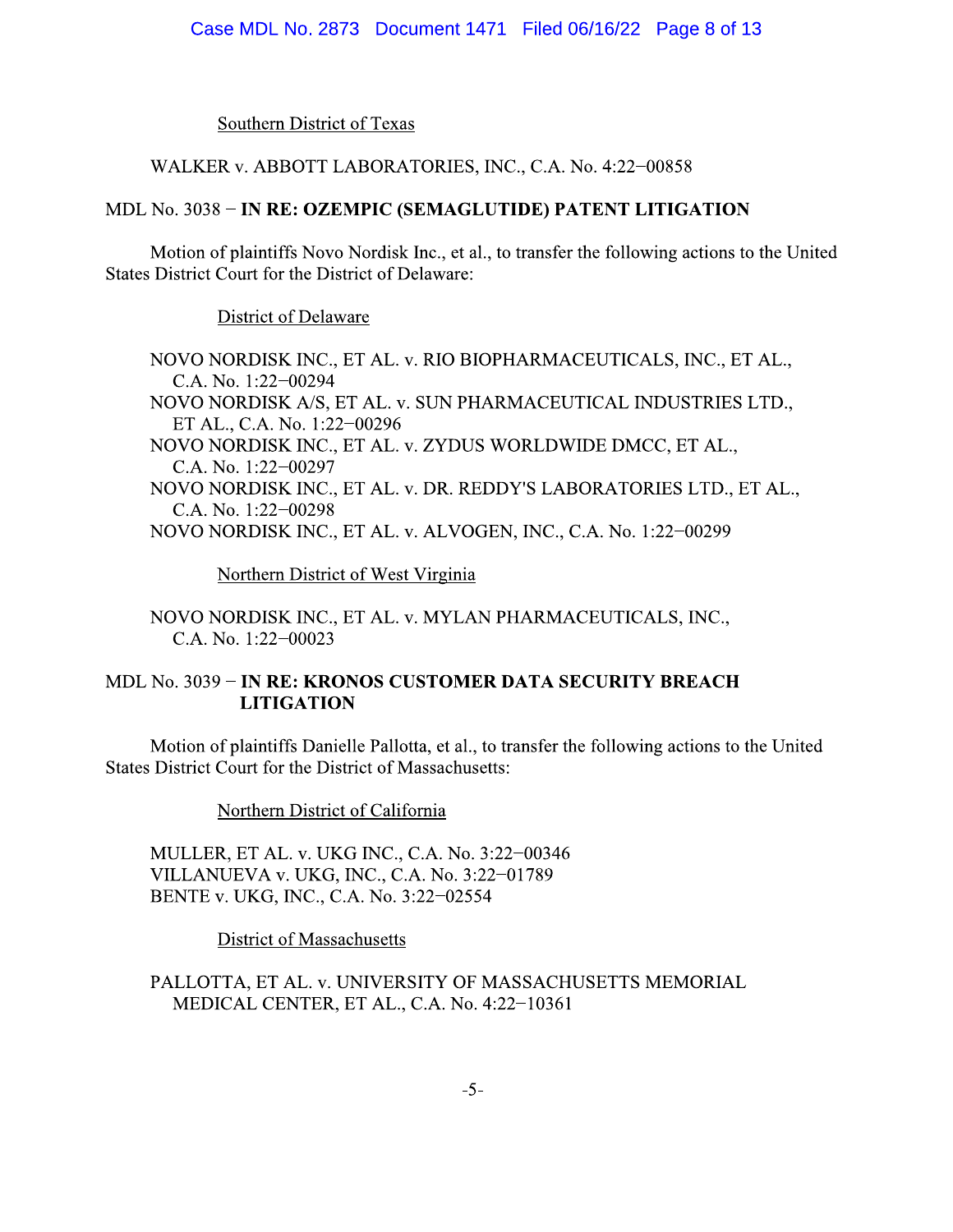Southern District of Texas

WALKER v. ABBOTT LABORATORIES, INC., C.A. No. 4:22−00858

MDL No. 3038 − **IN RE: OZEMPIC (SEMAGLUTIDE) PATENT LITIGATION**

Motion of plaintiffs Novo Nordisk Inc., et al., to transfer the following actions to the United States District Court for the District of Delaware:

District of Delaware

NOVO NORDISK INC., ET AL. v. RIO BIOPHARMACEUTICALS, INC., ET AL., C.A. No. 1:22−00294
NOVO NORDISK A/S, ET AL. v. SUN PHARMACEUTICAL INDUSTRIES LTD., ET AL., C.A. No. 1:22−00296
NOVO NORDISK INC., ET AL. v. ZYDUS WORLDWIDE DMCC, ET AL., C.A. No. 1:22−00297
NOVO NORDISK INC., ET AL. v. DR. REDDY'S LABORATORIES LTD., ET AL., C.A. No. 1:22−00298
NOVO NORDISK INC., ET AL. v. ALVOGEN, INC., C.A. No. 1:22−00299

Northern District of West Virginia

NOVO NORDISK INC., ET AL. v. MYLAN PHARMACEUTICALS, INC., C.A. No. 1:22−00023

MDL No. 3039 − **IN RE: KRONOS CUSTOMER DATA SECURITY BREACH LITIGATION**

Motion of plaintiffs Danielle Pallotta, et al., to transfer the following actions to the United States District Court for the District of Massachusetts:

Northern District of California

MULLER, ET AL. v. UKG INC., C.A. No. 3:22−00346
VILLANUEVA v. UKG, INC., C.A. No. 3:22−01789
BENTE v. UKG, INC., C.A. No. 3:22−02554

District of Massachusetts

PALLOTTA, ET AL. v. UNIVERSITY OF MASSACHUSETTS MEMORIAL MEDICAL CENTER, ET AL., C.A. No. 4:22−10361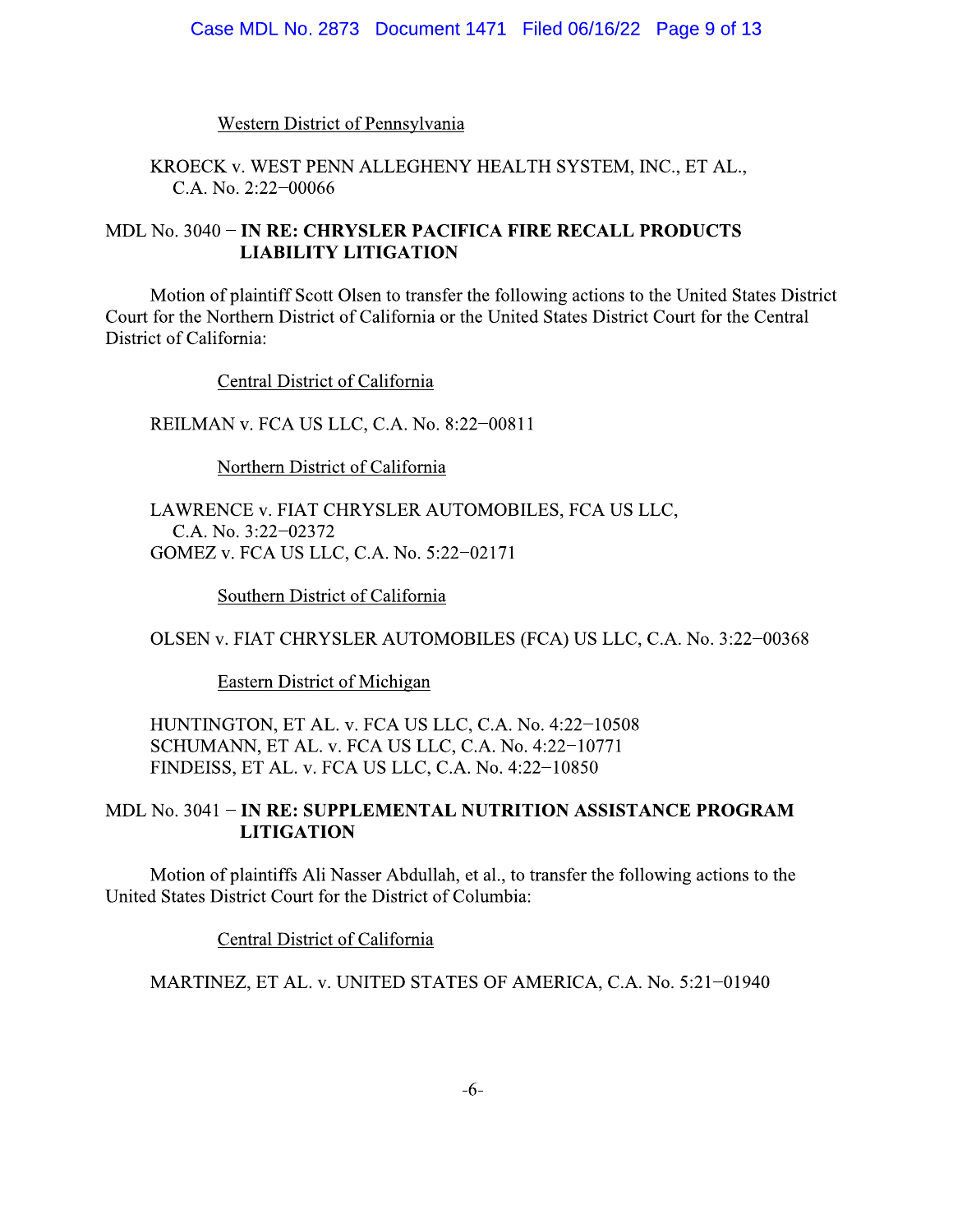Western District of Pennsylvania

KROECK v. WEST PENN ALLEGHENY HEALTH SYSTEM, INC., ET AL., C.A. No. 2:22−00066

MDL No. 3040 − **IN RE: CHRYSLER PACIFICA FIRE RECALL PRODUCTS LIABILITY LITIGATION**

Motion of plaintiff Scott Olsen to transfer the following actions to the United States District Court for the Northern District of California or the United States District Court for the Central District of California:

Central District of California

REILMAN v. FCA US LLC, C.A. No. 8:22−00811

Northern District of California

LAWRENCE v. FIAT CHRYSLER AUTOMOBILES, FCA US LLC, C.A. No. 3:22−02372
GOMEZ v. FCA US LLC, C.A. No. 5:22−02171

Southern District of California

OLSEN v. FIAT CHRYSLER AUTOMOBILES (FCA) US LLC, C.A. No. 3:22−00368

Eastern District of Michigan

HUNTINGTON, ET AL. v. FCA US LLC, C.A. No. 4:22−10508
SCHUMANN, ET AL. v. FCA US LLC, C.A. No. 4:22−10771
FINDEISS, ET AL. v. FCA US LLC, C.A. No. 4:22−10850

MDL No. 3041 − **IN RE: SUPPLEMENTAL NUTRITION ASSISTANCE PROGRAM LITIGATION**

Motion of plaintiffs Ali Nasser Abdullah, et al., to transfer the following actions to the United States District Court for the District of Columbia:

Central District of California

MARTINEZ, ET AL. v. UNITED STATES OF AMERICA, C.A. No. 5:21−01940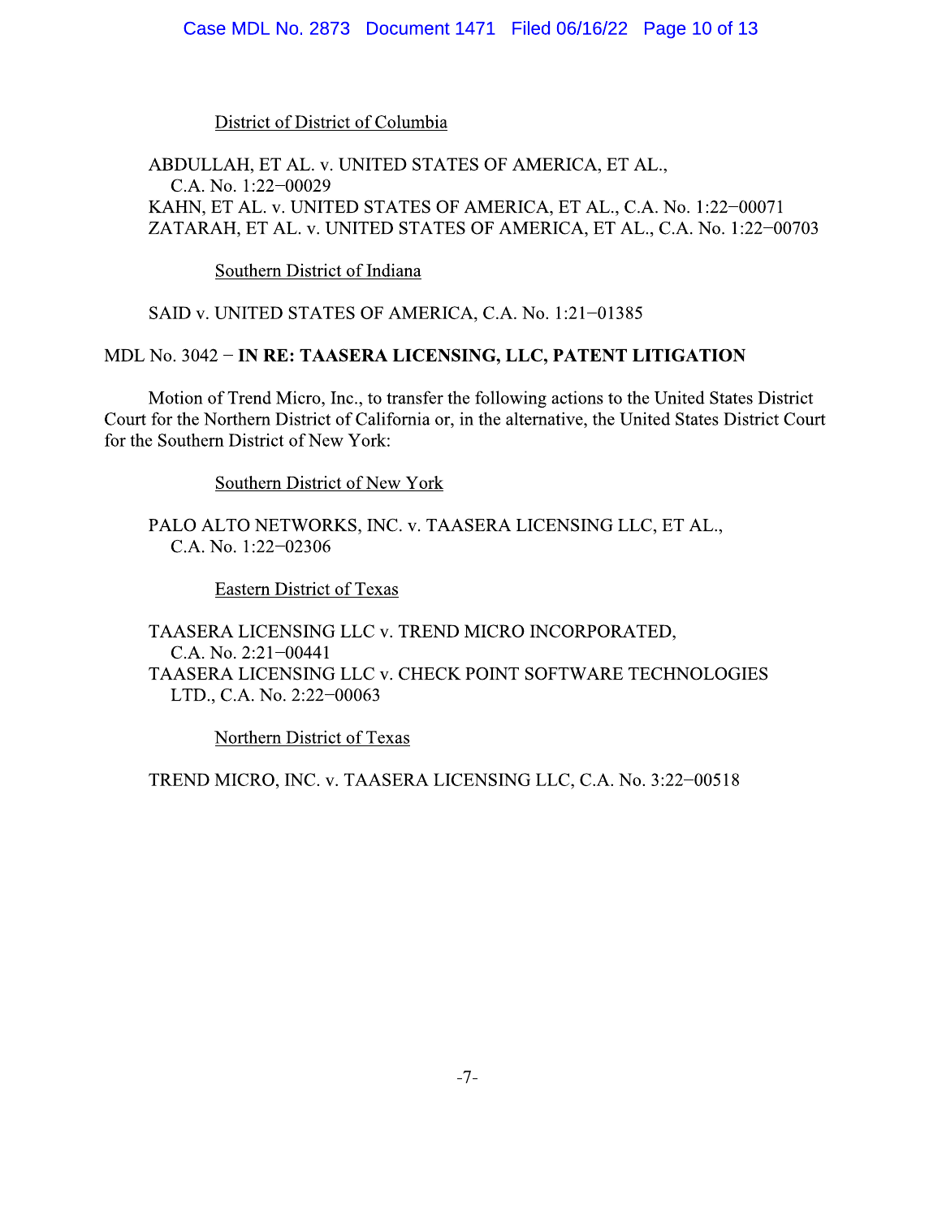District of District of Columbia

ABDULLAH, ET AL. v. UNITED STATES OF AMERICA, ET AL., C.A. No. 1:22−00029
KAHN, ET AL. v. UNITED STATES OF AMERICA, ET AL., C.A. No. 1:22−00071
ZATARAH, ET AL. v. UNITED STATES OF AMERICA, ET AL., C.A. No. 1:22−00703

Southern District of Indiana

SAID v. UNITED STATES OF AMERICA, C.A. No. 1:21−01385

MDL No. 3042 − **IN RE: TAASERA LICENSING, LLC, PATENT LITIGATION**

Motion of Trend Micro, Inc., to transfer the following actions to the United States District Court for the Northern District of California or, in the alternative, the United States District Court for the Southern District of New York:

Southern District of New York

PALO ALTO NETWORKS, INC. v. TAASERA LICENSING LLC, ET AL., C.A. No. 1:22−02306

Eastern District of Texas

TAASERA LICENSING LLC v. TREND MICRO INCORPORATED, C.A. No. 2:21−00441
TAASERA LICENSING LLC v. CHECK POINT SOFTWARE TECHNOLOGIES LTD., C.A. No. 2:22−00063

Northern District of Texas

TREND MICRO, INC. v. TAASERA LICENSING LLC, C.A. No. 3:22−00518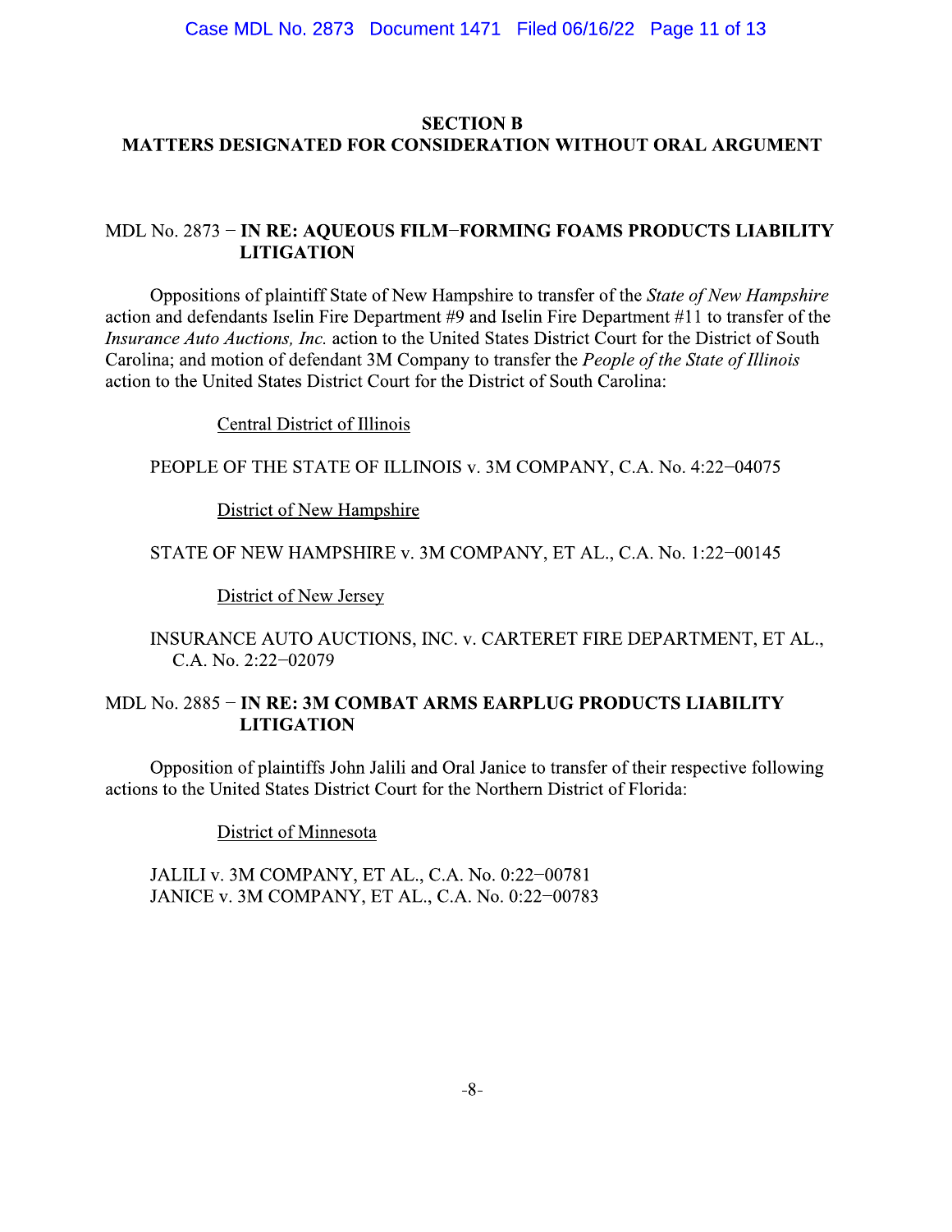## SECTION B
## MATTERS DESIGNATED FOR CONSIDERATION WITHOUT ORAL ARGUMENT

MDL No. 2873 − **IN RE: AQUEOUS FILM−FORMING FOAMS PRODUCTS LIABILITY LITIGATION**

Oppositions of plaintiff State of New Hampshire to transfer of the *State of New Hampshire* action and defendants Iselin Fire Department #9 and Iselin Fire Department #11 to transfer of the *Insurance Auto Auctions, Inc.* action to the United States District Court for the District of South Carolina; and motion of defendant 3M Company to transfer the *People of the State of Illinois* action to the United States District Court for the District of South Carolina:

Central District of Illinois

PEOPLE OF THE STATE OF ILLINOIS v. 3M COMPANY, C.A. No. 4:22−04075

District of New Hampshire

STATE OF NEW HAMPSHIRE v. 3M COMPANY, ET AL., C.A. No. 1:22−00145

District of New Jersey

INSURANCE AUTO AUCTIONS, INC. v. CARTERET FIRE DEPARTMENT, ET AL., C.A. No. 2:22−02079

MDL No. 2885 − **IN RE: 3M COMBAT ARMS EARPLUG PRODUCTS LIABILITY LITIGATION**

Opposition of plaintiffs John Jalili and Oral Janice to transfer of their respective following actions to the United States District Court for the Northern District of Florida:

District of Minnesota

JALILI v. 3M COMPANY, ET AL., C.A. No. 0:22−00781
JANICE v. 3M COMPANY, ET AL., C.A. No. 0:22−00783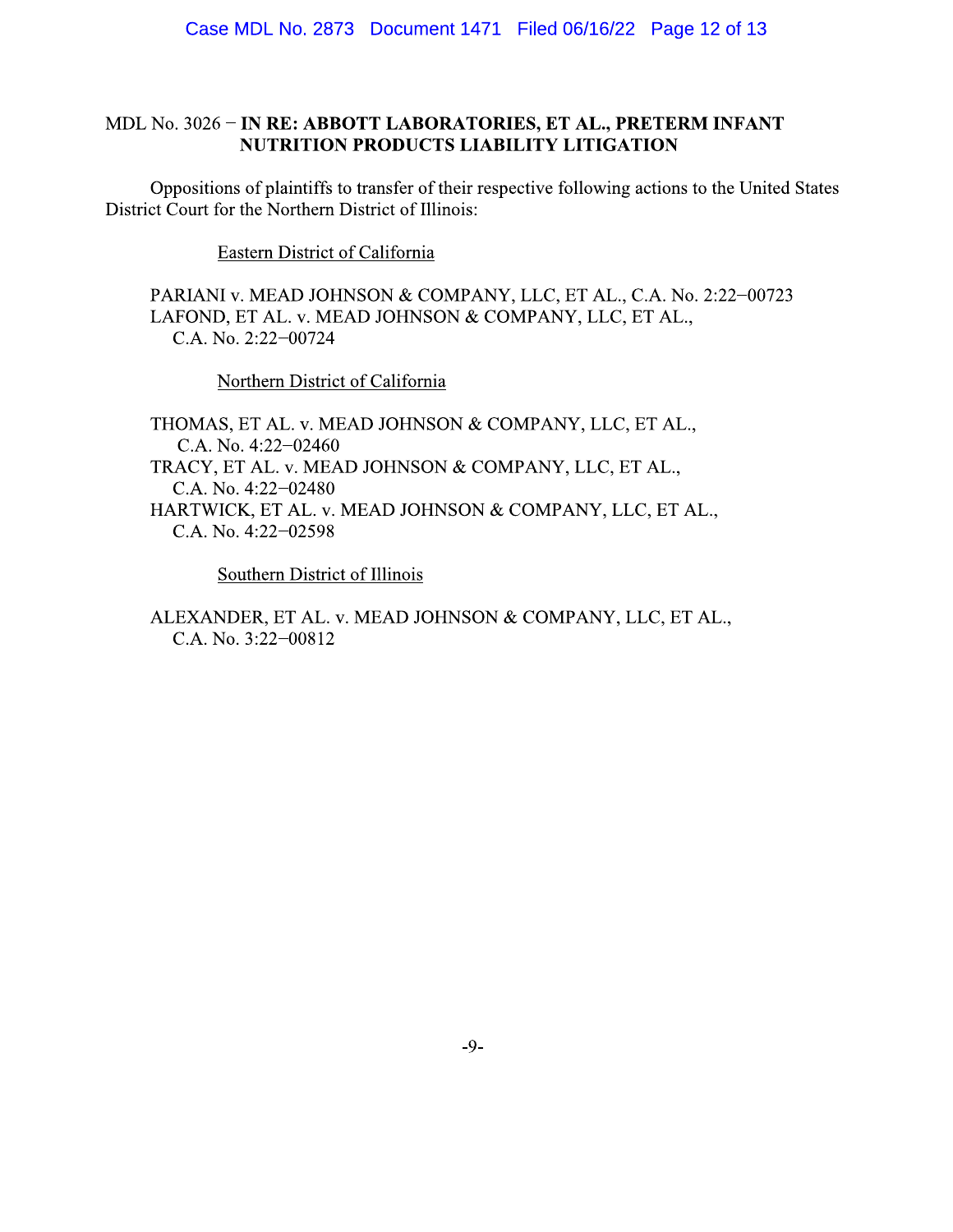MDL No. 3026 − **IN RE: ABBOTT LABORATORIES, ET AL., PRETERM INFANT NUTRITION PRODUCTS LIABILITY LITIGATION**

Oppositions of plaintiffs to transfer of their respective following actions to the United States District Court for the Northern District of Illinois:

Eastern District of California

PARIANI v. MEAD JOHNSON & COMPANY, LLC, ET AL., C.A. No. 2:22−00723
LAFOND, ET AL. v. MEAD JOHNSON & COMPANY, LLC, ET AL., C.A. No. 2:22−00724

Northern District of California

THOMAS, ET AL. v. MEAD JOHNSON & COMPANY, LLC, ET AL., C.A. No. 4:22−02460
TRACY, ET AL. v. MEAD JOHNSON & COMPANY, LLC, ET AL., C.A. No. 4:22−02480
HARTWICK, ET AL. v. MEAD JOHNSON & COMPANY, LLC, ET AL., C.A. No. 4:22−02598

Southern District of Illinois

ALEXANDER, ET AL. v. MEAD JOHNSON & COMPANY, LLC, ET AL., C.A. No. 3:22−00812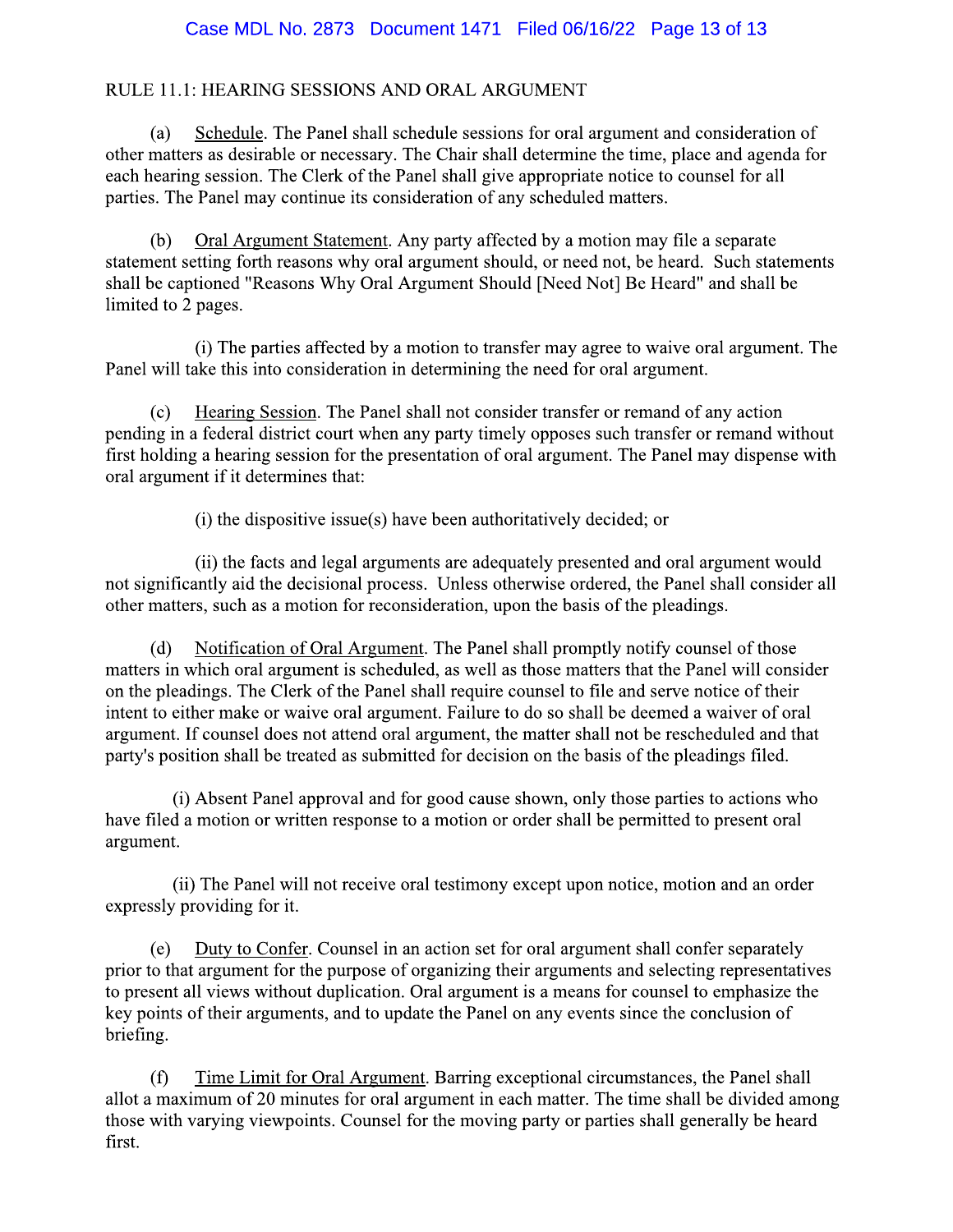# RULE 11.1: HEARING SESSIONS AND ORAL ARGUMENT

(a) Schedule. The Panel shall schedule sessions for oral argument and consideration of other matters as desirable or necessary. The Chair shall determine the time, place and agenda for each hearing session. The Clerk of the Panel shall give appropriate notice to counsel for all parties. The Panel may continue its consideration of any scheduled matters.

(b) Oral Argument Statement. Any party affected by a motion may file a separate statement setting forth reasons why oral argument should, or need not, be heard. Such statements shall be captioned "Reasons Why Oral Argument Should [Need Not] Be Heard" and shall be limited to 2 pages.

(i) The parties affected by a motion to transfer may agree to waive oral argument. The Panel will take this into consideration in determining the need for oral argument.

(c) Hearing Session. The Panel shall not consider transfer or remand of any action pending in a federal district court when any party timely opposes such transfer or remand without first holding a hearing session for the presentation of oral argument. The Panel may dispense with oral argument if it determines that:

(i) the dispositive issue(s) have been authoritatively decided; or

(ii) the facts and legal arguments are adequately presented and oral argument would not significantly aid the decisional process. Unless otherwise ordered, the Panel shall consider all other matters, such as a motion for reconsideration, upon the basis of the pleadings.

(d) Notification of Oral Argument. The Panel shall promptly notify counsel of those matters in which oral argument is scheduled, as well as those matters that the Panel will consider on the pleadings. The Clerk of the Panel shall require counsel to file and serve notice of their intent to either make or waive oral argument. Failure to do so shall be deemed a waiver of oral argument. If counsel does not attend oral argument, the matter shall not be rescheduled and that party's position shall be treated as submitted for decision on the basis of the pleadings filed.

(i) Absent Panel approval and for good cause shown, only those parties to actions who have filed a motion or written response to a motion or order shall be permitted to present oral argument.

(ii) The Panel will not receive oral testimony except upon notice, motion and an order expressly providing for it.

(e) Duty to Confer. Counsel in an action set for oral argument shall confer separately prior to that argument for the purpose of organizing their arguments and selecting representatives to present all views without duplication. Oral argument is a means for counsel to emphasize the key points of their arguments, and to update the Panel on any events since the conclusion of briefing.

(f) Time Limit for Oral Argument. Barring exceptional circumstances, the Panel shall allot a maximum of 20 minutes for oral argument in each matter. The time shall be divided among those with varying viewpoints. Counsel for the moving party or parties shall generally be heard first.